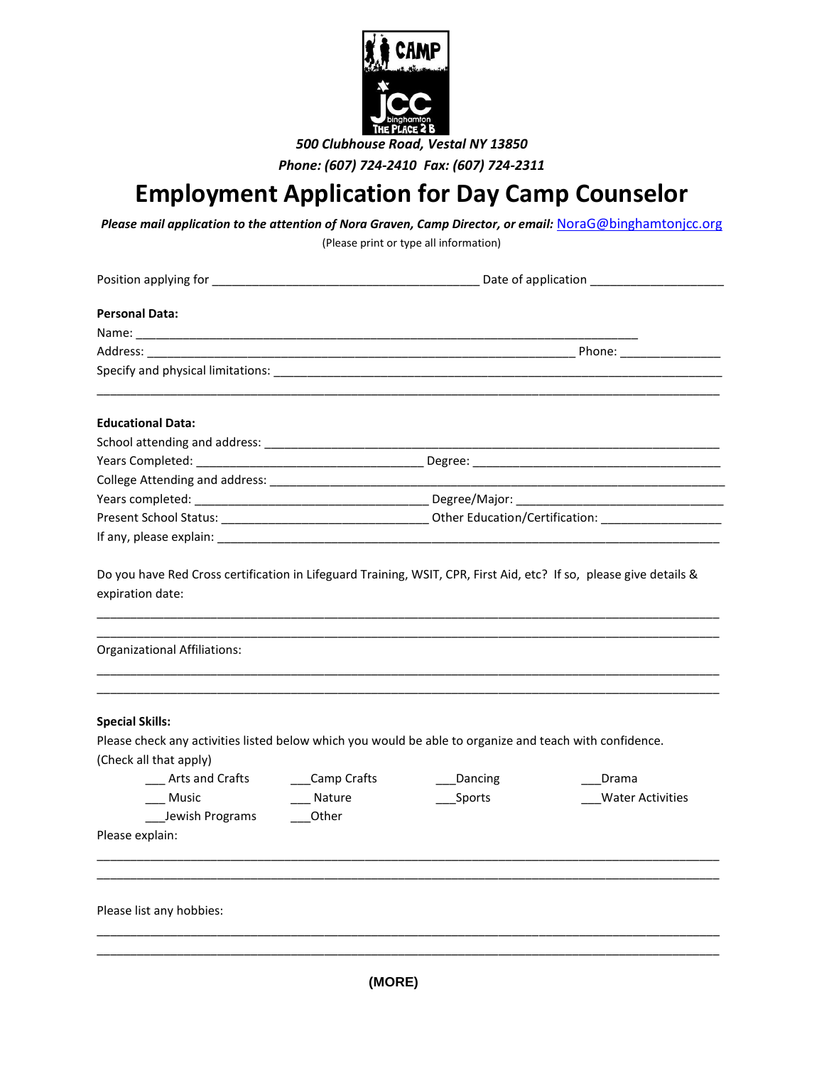***500 Clubhouse Road, Vestal NY 13850***

***Phone: (607) 724-2410  Fax: (607) 724-2311***

# Employment Application for Day Camp Counselor

***Please mail application to the attention of Nora Graven, Camp Director, or email:*** NoraG@binghamtonjcc.org

(Please print or type all information)

Position applying for ________________________________________ Date of application ____________________

**Personal Data:**

Name: ___________________________________________________________________________

Address: _________________________________________________________________ Phone: _______________

Specify and physical limitations: ___________________________________________________________________

_____________________________________________________________________________________________

**Educational Data:**

School attending and address: ______________________________________________________________________

Years Completed: __________________________________ Degree: _____________________________________

College Attending and address: _____________________________________________________________________

Years completed: __________________________________ Degree/Major: _______________________________

Present School Status: ______________________________ Other Education/Certification: __________________

If any, please explain: ____________________________________________________________________________

Do you have Red Cross certification in Lifeguard Training, WSIT, CPR, First Aid, etc? If so, please give details & expiration date:

_____________________________________________________________________________________________

_____________________________________________________________________________________________

Organizational Affiliations:

_____________________________________________________________________________________________

_____________________________________________________________________________________________

**Special Skills:**

Please check any activities listed below which you would be able to organize and teach with confidence. (Check all that apply)

___ Arts and Crafts ___Camp Crafts ___Dancing ___Drama

___ Music ___ Nature ___Sports ___Water Activities

___Jewish Programs ___Other

Please explain:

_____________________________________________________________________________________________

_____________________________________________________________________________________________

Please list any hobbies:

_____________________________________________________________________________________________

_____________________________________________________________________________________________

**(MORE)**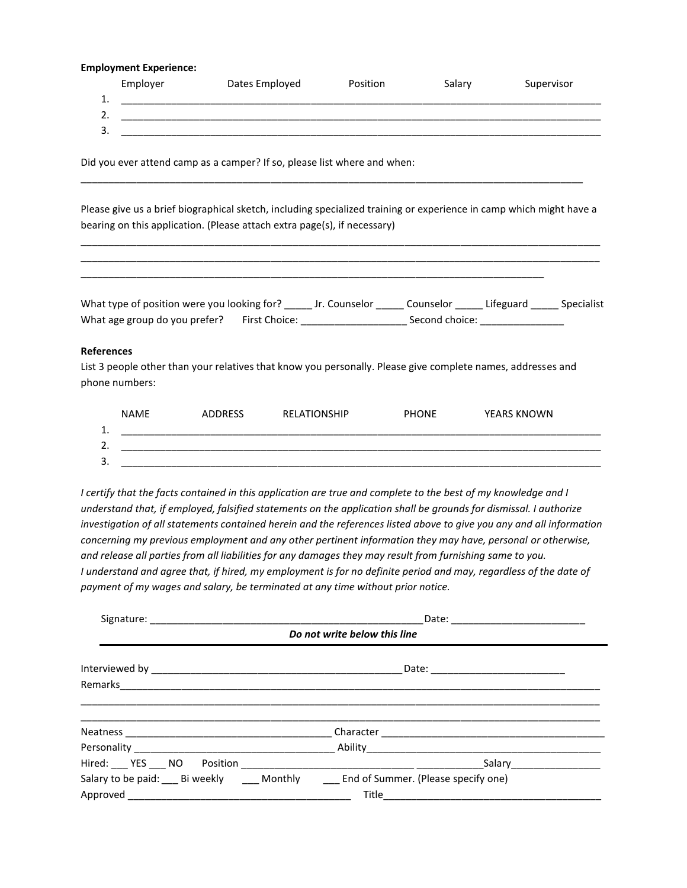**Employment Experience:**

| | Employer | Dates Employed | Position | Salary | Supervisor |
|---|---|---|---|---|---|
| 1. | | | | | |
| 2. | | | | | |
| 3. | | | | | |

Did you ever attend camp as a camper? If so, please list where and when:

_______________________________________________________________________________________

Please give us a brief biographical sketch, including specialized training or experience in camp which might have a bearing on this application. (Please attach extra page(s), if necessary)

_______________________________________________________________________________________

_______________________________________________________________________________________

_______________________________________________________________________________________

What type of position were you looking for? _____ Jr. Counselor _____ Counselor _____ Lifeguard _____ Specialist

What age group do you prefer? First Choice: __________________ Second choice: _______________

**References**

List 3 people other than your relatives that know you personally. Please give complete names, addresses and phone numbers:

| | NAME | ADDRESS | RELATIONSHIP | PHONE | YEARS KNOWN |
|---|---|---|---|---|---|
| 1. | | | | | |
| 2. | | | | | |
| 3. | | | | | |

*I certify that the facts contained in this application are true and complete to the best of my knowledge and I understand that, if employed, falsified statements on the application shall be grounds for dismissal. I authorize investigation of all statements contained herein and the references listed above to give you any and all information concerning my previous employment and any other pertinent information they may have, personal or otherwise, and release all parties from all liabilities for any damages they may result from furnishing same to you.*
*I understand and agree that, if hired, my employment is for no definite period and may, regardless of the date of payment of my wages and salary, be terminated at any time without prior notice.*

Signature: _______________________________________________ Date: _______________________

***Do not write below this line***

---

Interviewed by _____________________________________________ Date: ________________________

Remarks_________________________________________________________________________________

_______________________________________________________________________________________

_______________________________________________________________________________________

Neatness ____________________________________ Character ________________________________________

Personality __________________________________ Ability__________________________________________

Hired: ___ YES ___ NO Position _______________________________ ____________Salary________________

Salary to be paid: ___ Bi weekly ___ Monthly ___ End of Summer. (Please specify one)

Approved ________________________________________ Title_______________________________________